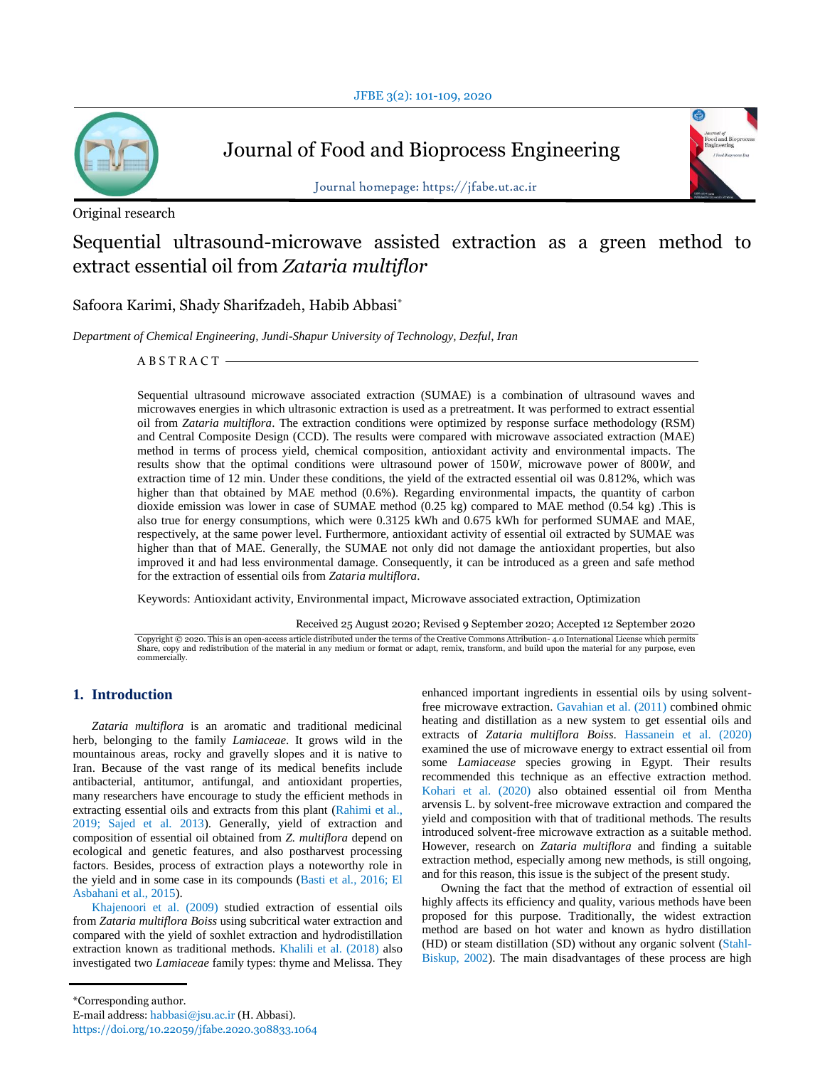Journal of Food and Bioprocess Engineering

Journal homepage: https://jfabe.ut.ac.ir

Original research

# Sequential ultrasound-microwave assisted extraction as a green method to extract essential oil from *Zataria multiflor*

Safoora Karimi, Shady Sharifzadeh, Habib Abbasi*

*Department of Chemical Engineering, Jundi-Shapur University of Technology, Dezful, Iran*

## ABSTRACT

Sequential ultrasound microwave associated extraction (SUMAE) is a combination of ultrasound waves and microwaves energies in which ultrasonic extraction is used as a pretreatment. It was performed to extract essential oil from *Zataria multiflora*. The extraction conditions were optimized by response surface methodology (RSM) and Central Composite Design (CCD). The results were compared with microwave associated extraction (MAE) method in terms of process yield, chemical composition, antioxidant activity and environmental impacts. The results show that the optimal conditions were ultrasound power of 150*W*, microwave power of 800*W*, and extraction time of 12 min. Under these conditions, the yield of the extracted essential oil was 0.812%, which was higher than that obtained by MAE method (0.6%). Regarding environmental impacts, the quantity of carbon dioxide emission was lower in case of SUMAE method (0.25 kg) compared to MAE method (0.54 kg) .This is also true for energy consumptions, which were 0.3125 kWh and 0.675 kWh for performed SUMAE and MAE, respectively, at the same power level. Furthermore, antioxidant activity of essential oil extracted by SUMAE was higher than that of MAE. Generally, the SUMAE not only did not damage the antioxidant properties, but also improved it and had less environmental damage. Consequently, it can be introduced as a green and safe method for the extraction of essential oils from *Zataria multiflora*.

Keywords: Antioxidant activity, Environmental impact, Microwave associated extraction, Optimization

Received 25 August 2020; Revised 9 September 2020; Accepted 12 September 2020

Copyright © 2020. This is an open-access article distributed under the terms of the Creative Commons Attribution- 4.0 International License which permits Share, copy and redistribution of the material in any medium or format or adapt, remix, transform, and build upon the material for any purpose, even commercially.

## 1. Introduction

*Zataria multiflora* is an aromatic and traditional medicinal herb, belonging to the family *Lamiaceae*. It grows wild in the mountainous areas, rocky and gravelly slopes and it is native to Iran. Because of the vast range of its medical benefits include antibacterial, antitumor, antifungal, and antioxidant properties, many researchers have encourage to study the efficient methods in extracting essential oils and extracts from this plant (Rahimi et al., 2019; Sajed et al. 2013). Generally, yield of extraction and composition of essential oil obtained from *Z. multiflora* depend on ecological and genetic features, and also postharvest processing factors. Besides, process of extraction plays a noteworthy role in the yield and in some case in its compounds (Basti et al., 2016; El Asbahani et al., 2015).

Khajenoori et al. (2009) studied extraction of essential oils from *Zataria multiflora Boiss* using subcritical water extraction and compared with the yield of soxhlet extraction and hydrodistillation extraction known as traditional methods. Khalili et al. (2018) also investigated two *Lamiaceae* family types: thyme and Melissa. They enhanced important ingredients in essential oils by using solvent-free microwave extraction. Gavahian et al. (2011) combined ohmic heating and distillation as a new system to get essential oils and extracts of *Zataria multiflora Boiss*. Hassanein et al. (2020) examined the use of microwave energy to extract essential oil from some *Lamiacease* species growing in Egypt. Their results recommended this technique as an effective extraction method. Kohari et al. (2020) also obtained essential oil from Mentha arvensis L. by solvent-free microwave extraction and compared the yield and composition with that of traditional methods. The results introduced solvent-free microwave extraction as a suitable method. However, research on *Zataria multiflora* and finding a suitable extraction method, especially among new methods, is still ongoing, and for this reason, this issue is the subject of the present study.

Owning the fact that the method of extraction of essential oil highly affects its efficiency and quality, various methods have been proposed for this purpose. Traditionally, the widest extraction method are based on hot water and known as hydro distillation (HD) or steam distillation (SD) without any organic solvent (Stahl-Biskup, 2002). The main disadvantages of these process are high

*Corresponding author.
E-mail address: habbasi@jsu.ac.ir (H. Abbasi).
https://doi.org/10.22059/jfabe.2020.308833.1064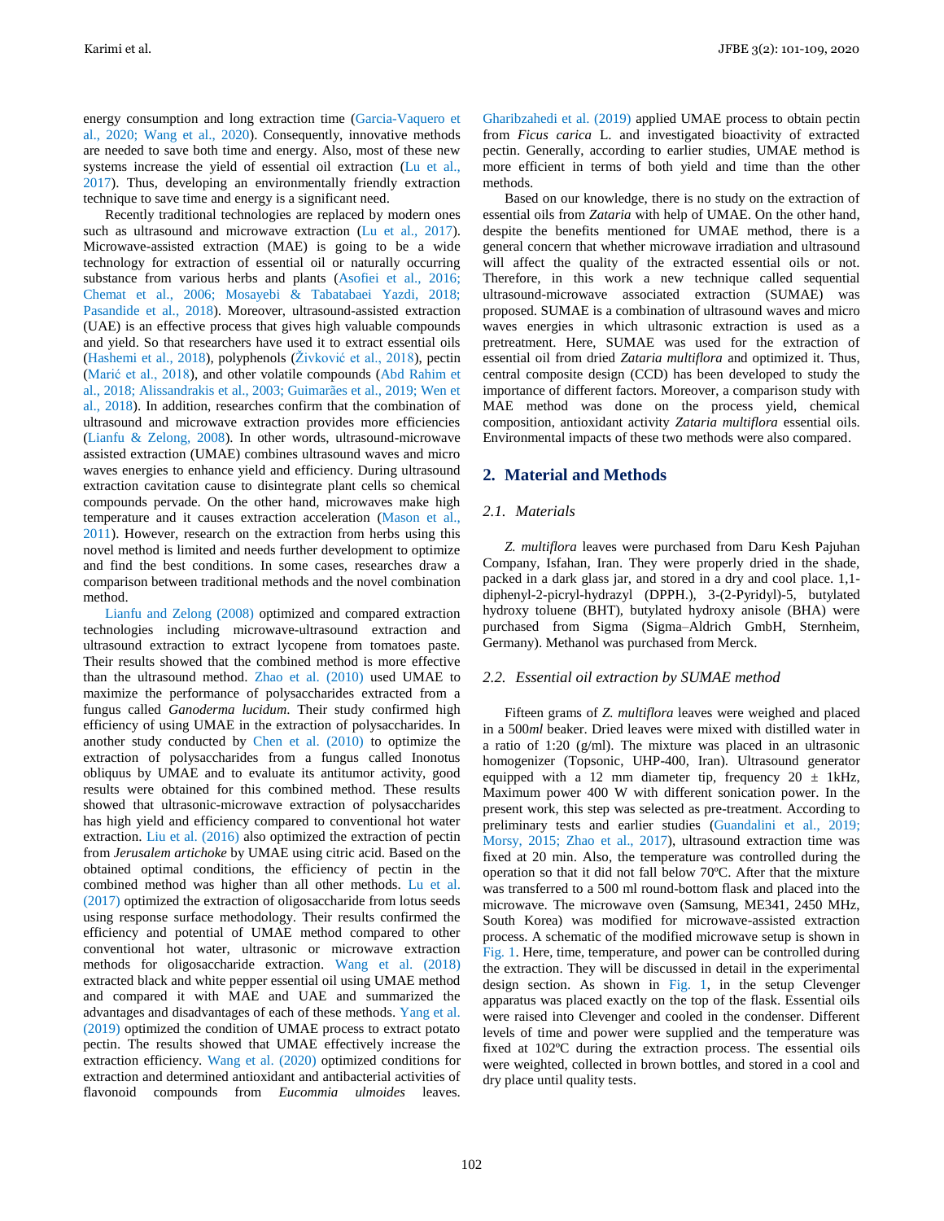energy consumption and long extraction time (Garcia-Vaquero et al., 2020; Wang et al., 2020). Consequently, innovative methods are needed to save both time and energy. Also, most of these new systems increase the yield of essential oil extraction (Lu et al., 2017). Thus, developing an environmentally friendly extraction technique to save time and energy is a significant need.

Recently traditional technologies are replaced by modern ones such as ultrasound and microwave extraction (Lu et al., 2017). Microwave-assisted extraction (MAE) is going to be a wide technology for extraction of essential oil or naturally occurring substance from various herbs and plants (Asofiei et al., 2016; Chemat et al., 2006; Mosayebi & Tabatabaei Yazdi, 2018; Pasandide et al., 2018). Moreover, ultrasound-assisted extraction (UAE) is an effective process that gives high valuable compounds and yield. So that researchers have used it to extract essential oils (Hashemi et al., 2018), polyphenols (Živković et al., 2018), pectin (Marić et al., 2018), and other volatile compounds (Abd Rahim et al., 2018; Alissandrakis et al., 2003; Guimarães et al., 2019; Wen et al., 2018). In addition, researches confirm that the combination of ultrasound and microwave extraction provides more efficiencies (Lianfu & Zelong, 2008). In other words, ultrasound-microwave assisted extraction (UMAE) combines ultrasound waves and micro waves energies to enhance yield and efficiency. During ultrasound extraction cavitation cause to disintegrate plant cells so chemical compounds pervade. On the other hand, microwaves make high temperature and it causes extraction acceleration (Mason et al., 2011). However, research on the extraction from herbs using this novel method is limited and needs further development to optimize and find the best conditions. In some cases, researches draw a comparison between traditional methods and the novel combination method.

Lianfu and Zelong (2008) optimized and compared extraction technologies including microwave-ultrasound extraction and ultrasound extraction to extract lycopene from tomatoes paste. Their results showed that the combined method is more effective than the ultrasound method. Zhao et al. (2010) used UMAE to maximize the performance of polysaccharides extracted from a fungus called *Ganoderma lucidum*. Their study confirmed high efficiency of using UMAE in the extraction of polysaccharides. In another study conducted by Chen et al. (2010) to optimize the extraction of polysaccharides from a fungus called Inonotus obliquus by UMAE and to evaluate its antitumor activity, good results were obtained for this combined method. These results showed that ultrasonic-microwave extraction of polysaccharides has high yield and efficiency compared to conventional hot water extraction. Liu et al. (2016) also optimized the extraction of pectin from *Jerusalem artichoke* by UMAE using citric acid. Based on the obtained optimal conditions, the efficiency of pectin in the combined method was higher than all other methods. Lu et al. (2017) optimized the extraction of oligosaccharide from lotus seeds using response surface methodology. Their results confirmed the efficiency and potential of UMAE method compared to other conventional hot water, ultrasonic or microwave extraction methods for oligosaccharide extraction. Wang et al. (2018) extracted black and white pepper essential oil using UMAE method and compared it with MAE and UAE and summarized the advantages and disadvantages of each of these methods. Yang et al. (2019) optimized the condition of UMAE process to extract potato pectin. The results showed that UMAE effectively increase the extraction efficiency. Wang et al. (2020) optimized conditions for extraction and determined antioxidant and antibacterial activities of flavonoid compounds from *Eucommia ulmoides* leaves. Gharibzahedi et al. (2019) applied UMAE process to obtain pectin from *Ficus carica* L. and investigated bioactivity of extracted pectin. Generally, according to earlier studies, UMAE method is more efficient in terms of both yield and time than the other methods.

Based on our knowledge, there is no study on the extraction of essential oils from *Zataria* with help of UMAE. On the other hand, despite the benefits mentioned for UMAE method, there is a general concern that whether microwave irradiation and ultrasound will affect the quality of the extracted essential oils or not. Therefore, in this work a new technique called sequential ultrasound-microwave associated extraction (SUMAE) was proposed. SUMAE is a combination of ultrasound waves and micro waves energies in which ultrasonic extraction is used as a pretreatment. Here, SUMAE was used for the extraction of essential oil from dried *Zataria multiflora* and optimized it. Thus, central composite design (CCD) has been developed to study the importance of different factors. Moreover, a comparison study with MAE method was done on the process yield, chemical composition, antioxidant activity *Zataria multiflora* essential oils. Environmental impacts of these two methods were also compared.

## 2. Material and Methods

### 2.1. Materials

*Z. multiflora* leaves were purchased from Daru Kesh Pajuhan Company, Isfahan, Iran. They were properly dried in the shade, packed in a dark glass jar, and stored in a dry and cool place. 1,1-diphenyl-2-picryl-hydrazyl (DPPH.), 3-(2-Pyridyl)-5, butylated hydroxy toluene (BHT), butylated hydroxy anisole (BHA) were purchased from Sigma (Sigma–Aldrich GmbH, Sternheim, Germany). Methanol was purchased from Merck.

### 2.2. Essential oil extraction by SUMAE method

Fifteen grams of *Z. multiflora* leaves were weighed and placed in a 500*ml* beaker. Dried leaves were mixed with distilled water in a ratio of 1:20 (g/ml). The mixture was placed in an ultrasonic homogenizer (Topsonic, UHP-400, Iran). Ultrasound generator equipped with a 12 mm diameter tip, frequency 20 ± 1kHz, Maximum power 400 W with different sonication power. In the present work, this step was selected as pre-treatment. According to preliminary tests and earlier studies (Guandalini et al., 2019; Morsy, 2015; Zhao et al., 2017), ultrasound extraction time was fixed at 20 min. Also, the temperature was controlled during the operation so that it did not fall below 70ºC. After that the mixture was transferred to a 500 ml round-bottom flask and placed into the microwave. The microwave oven (Samsung, ME341, 2450 MHz, South Korea) was modified for microwave-assisted extraction process. A schematic of the modified microwave setup is shown in Fig. 1. Here, time, temperature, and power can be controlled during the extraction. They will be discussed in detail in the experimental design section. As shown in Fig. 1, in the setup Clevenger apparatus was placed exactly on the top of the flask. Essential oils were raised into Clevenger and cooled in the condenser. Different levels of time and power were supplied and the temperature was fixed at 102ºC during the extraction process. The essential oils were weighted, collected in brown bottles, and stored in a cool and dry place until quality tests.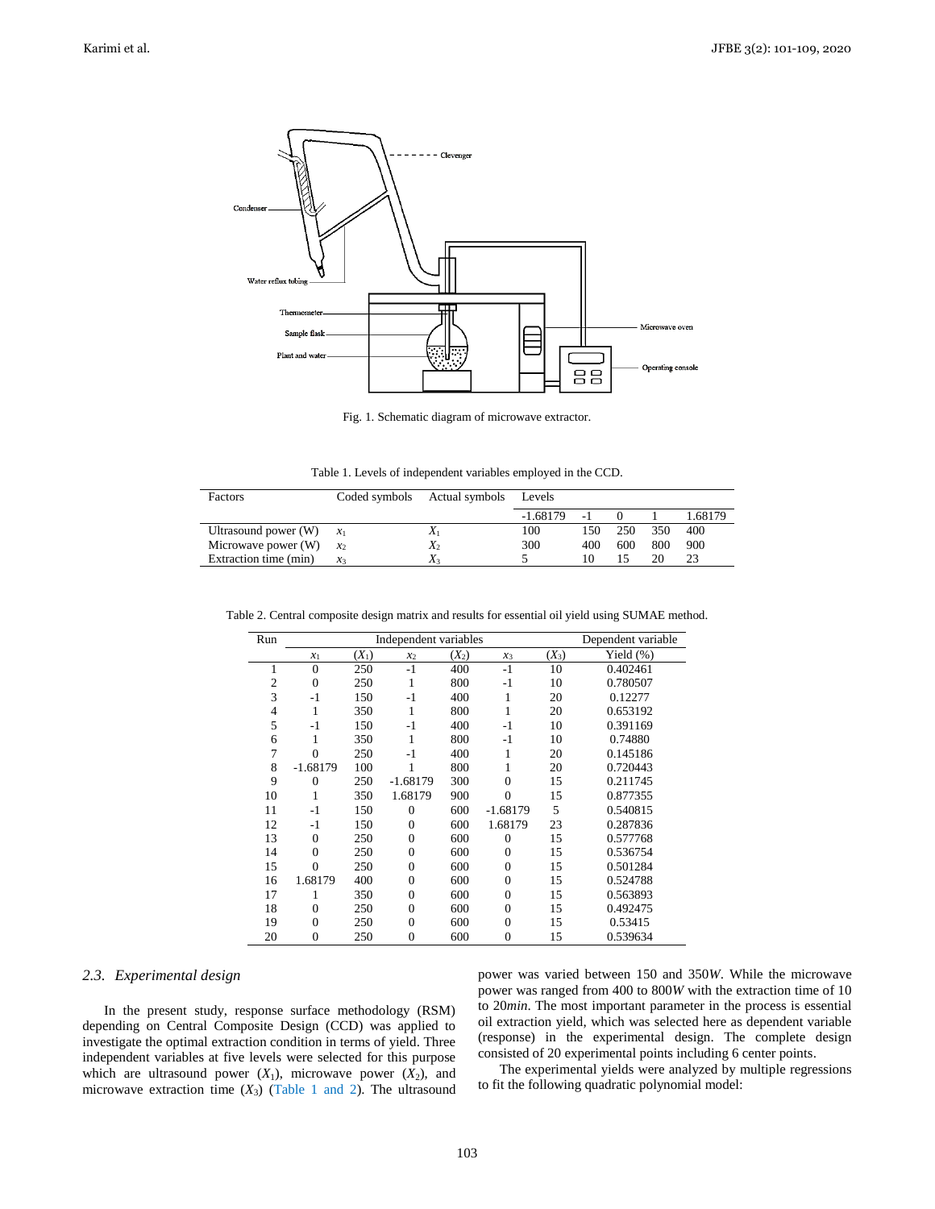Clevenger
Condenser
Water reflux tubing
Thermometer
Sample flask
Plant and water
Microwave oven
Operating console

Fig. 1. Schematic diagram of microwave extractor.

Table 1. Levels of independent variables employed in the CCD.

| Factors | Coded symbols | Actual symbols | Levels | | | | |
|---|---|---|---|---|---|---|---|
| | | | -1.68179 | -1 | 0 | 1 | 1.68179 |
| Ultrasound power (W) | $x_1$ | $X_1$ | 100 | 150 | 250 | 350 | 400 |
| Microwave power (W) | $x_2$ | $X_2$ | 300 | 400 | 600 | 800 | 900 |
| Extraction time (min) | $x_3$ | $X_3$ | 5 | 10 | 15 | 20 | 23 |

Table 2. Central composite design matrix and results for essential oil yield using SUMAE method.

| Run | Independent variables | | | | | | Dependent variable |
|---|---|---|---|---|---|---|---|
| | $x_1$ | ($X_1$) | $x_2$ | ($X_2$) | $x_3$ | ($X_3$) | Yield (%) |
| 1 | 0 | 250 | -1 | 400 | -1 | 10 | 0.402461 |
| 2 | 0 | 250 | 1 | 800 | -1 | 10 | 0.780507 |
| 3 | -1 | 150 | -1 | 400 | 1 | 20 | 0.12277 |
| 4 | 1 | 350 | 1 | 800 | 1 | 20 | 0.653192 |
| 5 | -1 | 150 | -1 | 400 | -1 | 10 | 0.391169 |
| 6 | 1 | 350 | 1 | 800 | -1 | 10 | 0.74880 |
| 7 | 0 | 250 | -1 | 400 | 1 | 20 | 0.145186 |
| 8 | -1.68179 | 100 | 1 | 800 | 1 | 20 | 0.720443 |
| 9 | 0 | 250 | -1.68179 | 300 | 0 | 15 | 0.211745 |
| 10 | 1 | 350 | 1.68179 | 900 | 0 | 15 | 0.877355 |
| 11 | -1 | 150 | 0 | 600 | -1.68179 | 5 | 0.540815 |
| 12 | -1 | 150 | 0 | 600 | 1.68179 | 23 | 0.287836 |
| 13 | 0 | 250 | 0 | 600 | 0 | 15 | 0.577768 |
| 14 | 0 | 250 | 0 | 600 | 0 | 15 | 0.536754 |
| 15 | 0 | 250 | 0 | 600 | 0 | 15 | 0.501284 |
| 16 | 1.68179 | 400 | 0 | 600 | 0 | 15 | 0.524788 |
| 17 | 1 | 350 | 0 | 600 | 0 | 15 | 0.563893 |
| 18 | 0 | 250 | 0 | 600 | 0 | 15 | 0.492475 |
| 19 | 0 | 250 | 0 | 600 | 0 | 15 | 0.53415 |
| 20 | 0 | 250 | 0 | 600 | 0 | 15 | 0.539634 |

### *2.3. Experimental design*

In the present study, response surface methodology (RSM) depending on Central Composite Design (CCD) was applied to investigate the optimal extraction condition in terms of yield. Three independent variables at five levels were selected for this purpose which are ultrasound power ($X_1$), microwave power ($X_2$), and microwave extraction time ($X_3$) (Table 1 and 2). The ultrasound power was varied between 150 and 350*W*. While the microwave power was ranged from 400 to 800*W* with the extraction time of 10 to 20*min*. The most important parameter in the process is essential oil extraction yield, which was selected here as dependent variable (response) in the experimental design. The complete design consisted of 20 experimental points including 6 center points.

The experimental yields were analyzed by multiple regressions to fit the following quadratic polynomial model: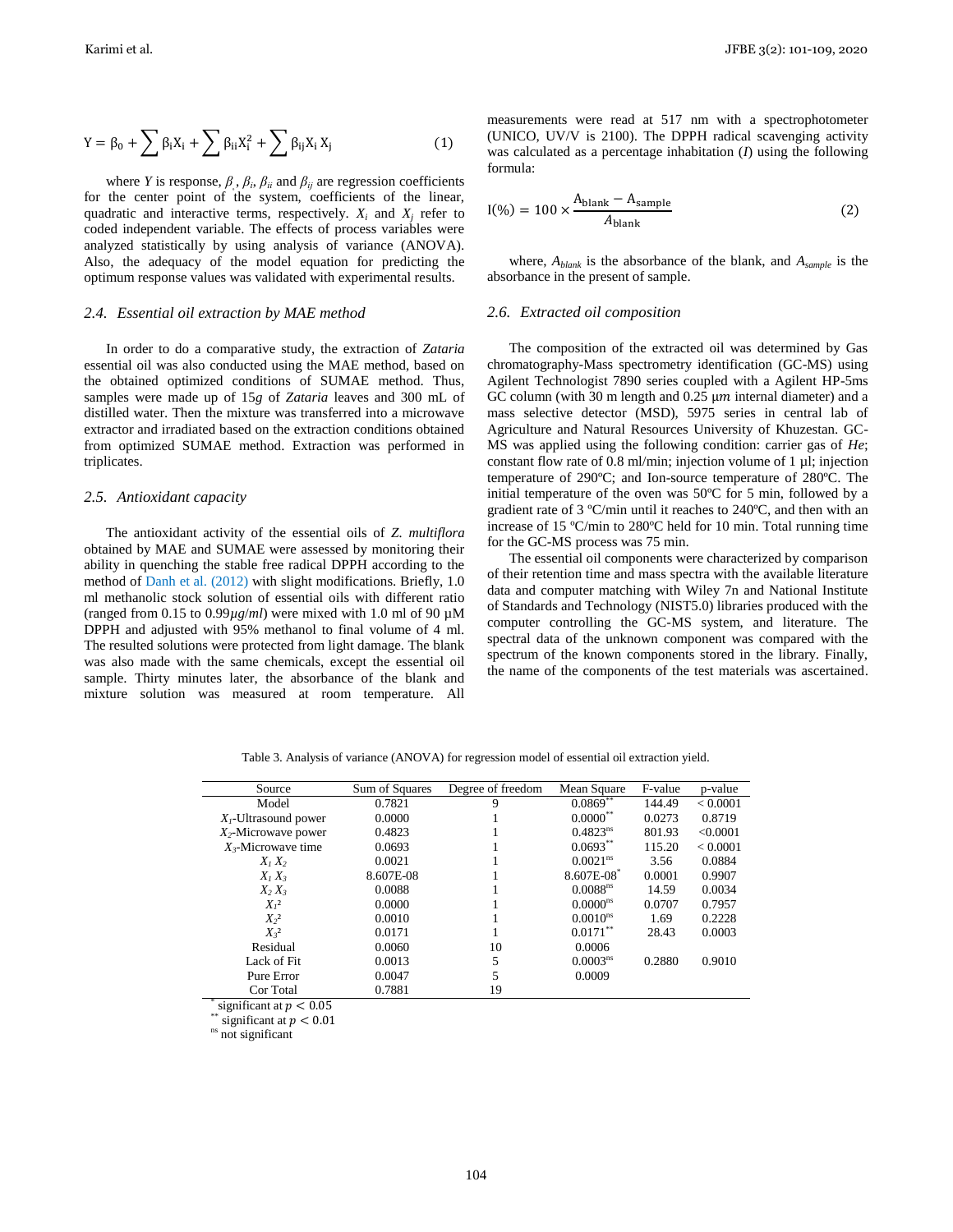$$Y = \beta_0 + \sum \beta_i X_i + \sum \beta_{ii} X_i^2 + \sum \beta_{ij} X_i X_j \qquad (1)$$

where $Y$ is response, $\beta$, $\beta_i$, $\beta_{ii}$ and $\beta_{ij}$ are regression coefficients for the center point of the system, coefficients of the linear, quadratic and interactive terms, respectively. $X_i$ and $X_j$ refer to coded independent variable. The effects of process variables were analyzed statistically by using analysis of variance (ANOVA). Also, the adequacy of the model equation for predicting the optimum response values was validated with experimental results.

### 2.4. *Essential oil extraction by MAE method*

In order to do a comparative study, the extraction of *Zataria* essential oil was also conducted using the MAE method, based on the obtained optimized conditions of SUMAE method. Thus, samples were made up of 15*g* of *Zataria* leaves and 300 mL of distilled water. Then the mixture was transferred into a microwave extractor and irradiated based on the extraction conditions obtained from optimized SUMAE method. Extraction was performed in triplicates.

### 2.5. *Antioxidant capacity*

The antioxidant activity of the essential oils of *Z. multiflora* obtained by MAE and SUMAE were assessed by monitoring their ability in quenching the stable free radical DPPH according to the method of Danh et al. (2012) with slight modifications. Briefly, 1.0 ml methanolic stock solution of essential oils with different ratio (ranged from 0.15 to 0.99$\mu g/ml$) were mixed with 1.0 ml of 90 µM DPPH and adjusted with 95% methanol to final volume of 4 ml. The resulted solutions were protected from light damage. The blank was also made with the same chemicals, except the essential oil sample. Thirty minutes later, the absorbance of the blank and mixture solution was measured at room temperature. All measurements were read at 517 nm with a spectrophotometer (UNICO, UV/V is 2100). The DPPH radical scavenging activity was calculated as a percentage inhabitation ($I$) using the following formula:

$$I(\%) = 100 \times \frac{A_{\text{blank}} - A_{\text{sample}}}{A_{\text{blank}}} \qquad (2)$$

where, $A_{blank}$ is the absorbance of the blank, and $A_{sample}$ is the absorbance in the present of sample.

### 2.6. *Extracted oil composition*

The composition of the extracted oil was determined by Gas chromatography-Mass spectrometry identification (GC-MS) using Agilent Technologist 7890 series coupled with a Agilent HP-5ms GC column (with 30 m length and 0.25 $\mu m$ internal diameter) and a mass selective detector (MSD), 5975 series in central lab of Agriculture and Natural Resources University of Khuzestan. GC-MS was applied using the following condition: carrier gas of *He*; constant flow rate of 0.8 ml/min; injection volume of 1 µl; injection temperature of 290ºC; and Ion-source temperature of 280ºC. The initial temperature of the oven was 50ºC for 5 min, followed by a gradient rate of 3 ºC/min until it reaches to 240ºC, and then with an increase of 15 ºC/min to 280ºC held for 10 min. Total running time for the GC-MS process was 75 min.

The essential oil components were characterized by comparison of their retention time and mass spectra with the available literature data and computer matching with Wiley 7n and National Institute of Standards and Technology (NIST5.0) libraries produced with the computer controlling the GC-MS system, and literature. The spectral data of the unknown component was compared with the spectrum of the known components stored in the library. Finally, the name of the components of the test materials was ascertained.

Table 3. Analysis of variance (ANOVA) for regression model of essential oil extraction yield.

| Source | Sum of Squares | Degree of freedom | Mean Square | F-value | p-value |
|---|---|---|---|---|---|
| Model | 0.7821 | 9 | 0.0869** | 144.49 | < 0.0001 |
| $X_1$-Ultrasound power | 0.0000 | 1 | 0.0000** | 0.0273 | 0.8719 |
| $X_2$-Microwave power | 0.4823 | 1 | 0.4823ns | 801.93 | <0.0001 |
| $X_3$-Microwave time | 0.0693 | 1 | 0.0693** | 115.20 | < 0.0001 |
| $X_1 X_2$ | 0.0021 | 1 | 0.0021ns | 3.56 | 0.0884 |
| $X_1 X_3$ | 8.607E-08 | 1 | 8.607E-08* | 0.0001 | 0.9907 |
| $X_2 X_3$ | 0.0088 | 1 | 0.0088ns | 14.59 | 0.0034 |
| $X_1^2$ | 0.0000 | 1 | 0.0000ns | 0.0707 | 0.7957 |
| $X_2^2$ | 0.0010 | 1 | 0.0010ns | 1.69 | 0.2228 |
| $X_3^2$ | 0.0171 | 1 | 0.0171** | 28.43 | 0.0003 |
| Residual | 0.0060 | 10 | 0.0006 | | |
| Lack of Fit | 0.0013 | 5 | 0.0003ns | 0.2880 | 0.9010 |
| Pure Error | 0.0047 | 5 | 0.0009 | | |
| Cor Total | 0.7881 | 19 | | | |

\* significant at $p < 0.05$
\*\* significant at $p < 0.01$
ns not significant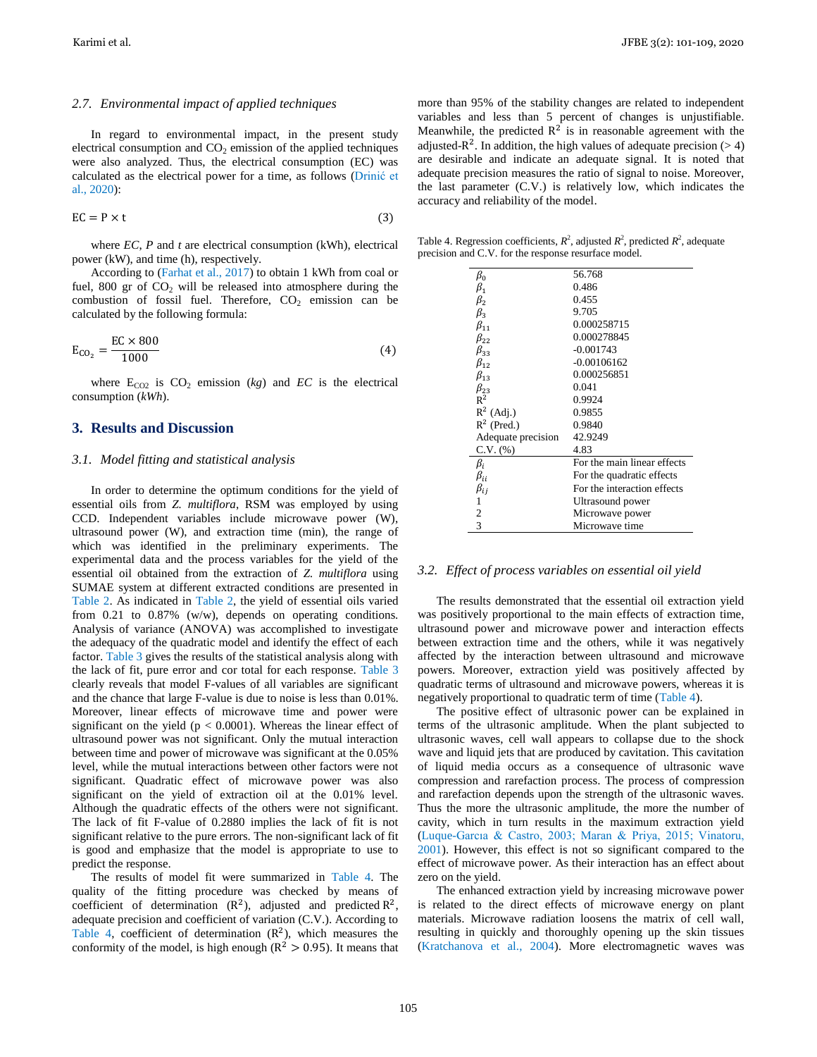### 2.7. Environmental impact of applied techniques

In regard to environmental impact, in the present study electrical consumption and $CO_2$ emission of the applied techniques were also analyzed. Thus, the electrical consumption (EC) was calculated as the electrical power for a time, as follows (Drinić et al., 2020):

$$\mathrm{EC} = \mathrm{P} \times \mathrm{t} \tag{3}$$

where *EC*, *P* and *t* are electrical consumption (kWh), electrical power (kW), and time (h), respectively.

According to (Farhat et al., 2017) to obtain 1 kWh from coal or fuel, 800 gr of $CO_2$ will be released into atmosphere during the combustion of fossil fuel. Therefore, $CO_2$ emission can be calculated by the following formula:

$$\mathrm{E}_{\mathrm{CO}_2} = \frac{\mathrm{EC} \times 800}{1000} \tag{4}$$

where $E_{CO2}$ is $CO_2$ emission (*kg*) and *EC* is the electrical consumption (*kWh*).

## 3. Results and Discussion

### 3.1. Model fitting and statistical analysis

In order to determine the optimum conditions for the yield of essential oils from *Z. multiflora*, RSM was employed by using CCD. Independent variables include microwave power (W), ultrasound power (W), and extraction time (min), the range of which was identified in the preliminary experiments. The experimental data and the process variables for the yield of the essential oil obtained from the extraction of *Z. multiflora* using SUMAE system at different extracted conditions are presented in Table 2. As indicated in Table 2, the yield of essential oils varied from 0.21 to 0.87% (w/w), depends on operating conditions. Analysis of variance (ANOVA) was accomplished to investigate the adequacy of the quadratic model and identify the effect of each factor. Table 3 gives the results of the statistical analysis along with the lack of fit, pure error and cor total for each response. Table 3 clearly reveals that model F-values of all variables are significant and the chance that large F-value is due to noise is less than 0.01%. Moreover, linear effects of microwave time and power were significant on the yield ($p < 0.0001$). Whereas the linear effect of ultrasound power was not significant. Only the mutual interaction between time and power of microwave was significant at the 0.05% level, while the mutual interactions between other factors were not significant. Quadratic effect of microwave power was also significant on the yield of extraction oil at the 0.01% level. Although the quadratic effects of the others were not significant. The lack of fit F-value of 0.2880 implies the lack of fit is not significant relative to the pure errors. The non-significant lack of fit is good and emphasize that the model is appropriate to use to predict the response.

The results of model fit were summarized in Table 4. The quality of the fitting procedure was checked by means of coefficient of determination ($R^2$), adjusted and predicted $R^2$, adequate precision and coefficient of variation (C.V.). According to Table 4, coefficient of determination ($R^2$), which measures the conformity of the model, is high enough ($R^2 > 0.95$). It means that more than 95% of the stability changes are related to independent variables and less than 5 percent of changes is unjustifiable. Meanwhile, the predicted $R^2$ is in reasonable agreement with the adjusted-$R^2$. In addition, the high values of adequate precision (> 4) are desirable and indicate an adequate signal. It is noted that adequate precision measures the ratio of signal to noise. Moreover, the last parameter (C.V.) is relatively low, which indicates the accuracy and reliability of the model.

Table 4. Regression coefficients, $R^2$, adjusted $R^2$, predicted $R^2$, adequate precision and C.V. for the response resurface model.

| | |
|---|---|
| $\beta_0$ | 56.768 |
| $\beta_1$ | 0.486 |
| $\beta_2$ | 0.455 |
| $\beta_3$ | 9.705 |
| $\beta_{11}$ | 0.000258715 |
| $\beta_{22}$ | 0.000278845 |
| $\beta_{33}$ | -0.001743 |
| $\beta_{12}$ | -0.00106162 |
| $\beta_{13}$ | 0.000256851 |
| $\beta_{23}$ | 0.041 |
| $R^2$ | 0.9924 |
| $R^2$ (Adj.) | 0.9855 |
| $R^2$ (Pred.) | 0.9840 |
| Adequate precision | 42.9249 |
| C.V. (%) | 4.83 |
| $\beta_i$ | For the main linear effects |
| $\beta_{ii}$ | For the quadratic effects |
| $\beta_{ij}$ | For the interaction effects |
| 1 | Ultrasound power |
| 2 | Microwave power |
| 3 | Microwave time |

### 3.2. Effect of process variables on essential oil yield

The results demonstrated that the essential oil extraction yield was positively proportional to the main effects of extraction time, ultrasound power and microwave power and interaction effects between extraction time and the others, while it was negatively affected by the interaction between ultrasound and microwave powers. Moreover, extraction yield was positively affected by quadratic terms of ultrasound and microwave powers, whereas it is negatively proportional to quadratic term of time (Table 4).

The positive effect of ultrasonic power can be explained in terms of the ultrasonic amplitude. When the plant subjected to ultrasonic waves, cell wall appears to collapse due to the shock wave and liquid jets that are produced by cavitation. This cavitation of liquid media occurs as a consequence of ultrasonic wave compression and rarefaction process. The process of compression and rarefaction depends upon the strength of the ultrasonic waves. Thus the more the ultrasonic amplitude, the more the number of cavity, which in turn results in the maximum extraction yield (Luque-Garcıa & Castro, 2003; Maran & Priya, 2015; Vinatoru, 2001). However, this effect is not so significant compared to the effect of microwave power. As their interaction has an effect about zero on the yield.

The enhanced extraction yield by increasing microwave power is related to the direct effects of microwave energy on plant materials. Microwave radiation loosens the matrix of cell wall, resulting in quickly and thoroughly opening up the skin tissues (Kratchanova et al., 2004). More electromagnetic waves was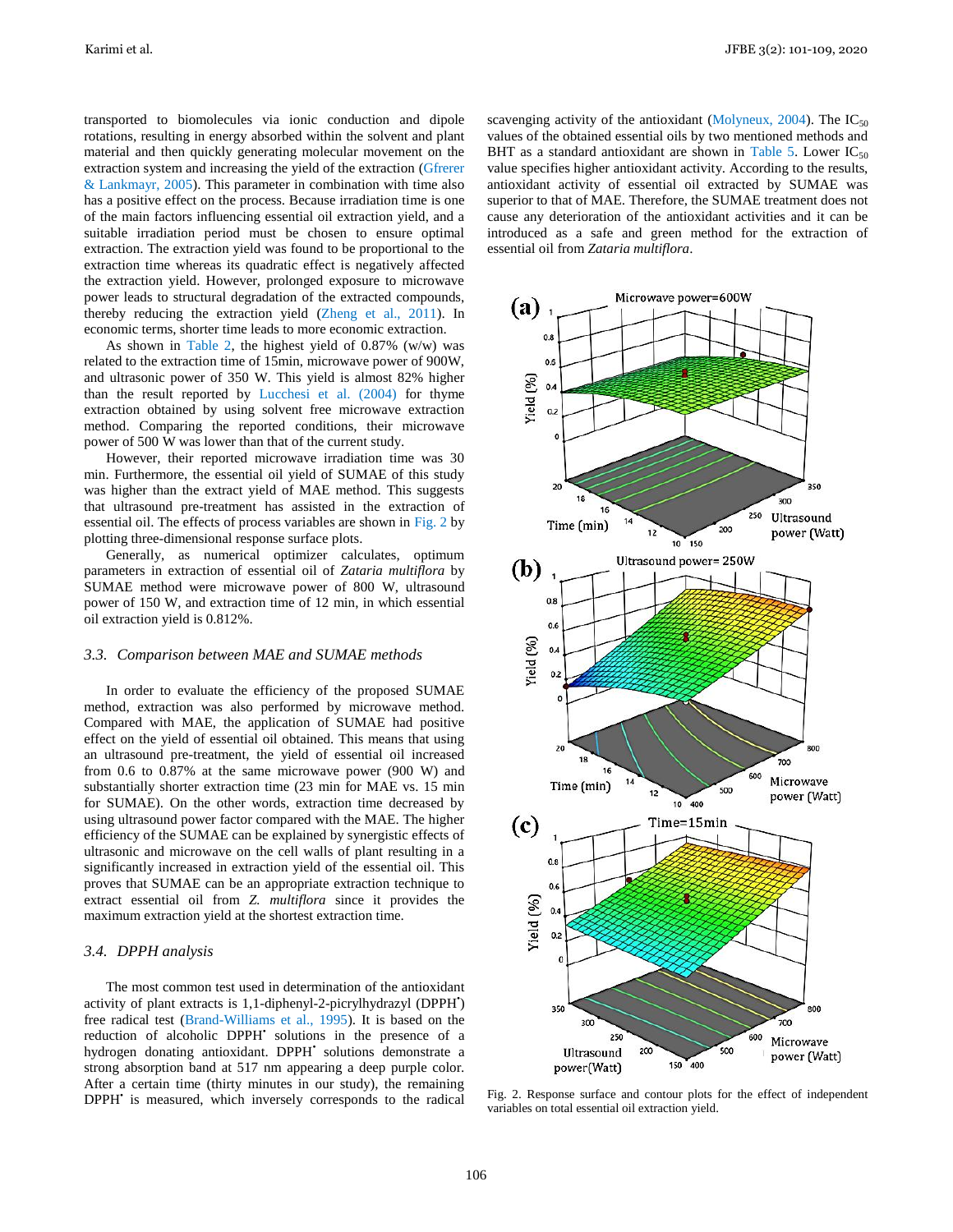transported to biomolecules via ionic conduction and dipole rotations, resulting in energy absorbed within the solvent and plant material and then quickly generating molecular movement on the extraction system and increasing the yield of the extraction (Gfrerer & Lankmayr, 2005). This parameter in combination with time also has a positive effect on the process. Because irradiation time is one of the main factors influencing essential oil extraction yield, and a suitable irradiation period must be chosen to ensure optimal extraction. The extraction yield was found to be proportional to the extraction time whereas its quadratic effect is negatively affected the extraction yield. However, prolonged exposure to microwave power leads to structural degradation of the extracted compounds, thereby reducing the extraction yield (Zheng et al., 2011). In economic terms, shorter time leads to more economic extraction.

As shown in Table 2, the highest yield of 0.87% (w/w) was related to the extraction time of 15min, microwave power of 900W, and ultrasonic power of 350 W. This yield is almost 82% higher than the result reported by Lucchesi et al. (2004) for thyme extraction obtained by using solvent free microwave extraction method. Comparing the reported conditions, their microwave power of 500 W was lower than that of the current study.

However, their reported microwave irradiation time was 30 min. Furthermore, the essential oil yield of SUMAE of this study was higher than the extract yield of MAE method. This suggests that ultrasound pre-treatment has assisted in the extraction of essential oil. The effects of process variables are shown in Fig. 2 by plotting three-dimensional response surface plots.

Generally, as numerical optimizer calculates, optimum parameters in extraction of essential oil of *Zataria multiflora* by SUMAE method were microwave power of 800 W, ultrasound power of 150 W, and extraction time of 12 min, in which essential oil extraction yield is 0.812%.

### 3.3. Comparison between MAE and SUMAE methods

In order to evaluate the efficiency of the proposed SUMAE method, extraction was also performed by microwave method. Compared with MAE, the application of SUMAE had positive effect on the yield of essential oil obtained. This means that using an ultrasound pre-treatment, the yield of essential oil increased from 0.6 to 0.87% at the same microwave power (900 W) and substantially shorter extraction time (23 min for MAE vs. 15 min for SUMAE). On the other words, extraction time decreased by using ultrasound power factor compared with the MAE. The higher efficiency of the SUMAE can be explained by synergistic effects of ultrasonic and microwave on the cell walls of plant resulting in a significantly increased in extraction yield of the essential oil. This proves that SUMAE can be an appropriate extraction technique to extract essential oil from *Z. multiflora* since it provides the maximum extraction yield at the shortest extraction time.

### 3.4. DPPH analysis

The most common test used in determination of the antioxidant activity of plant extracts is 1,1-diphenyl-2-picrylhydrazyl (DPPH•) free radical test (Brand-Williams et al., 1995). It is based on the reduction of alcoholic DPPH• solutions in the presence of a hydrogen donating antioxidant. DPPH• solutions demonstrate a strong absorption band at 517 nm appearing a deep purple color. After a certain time (thirty minutes in our study), the remaining DPPH• is measured, which inversely corresponds to the radical scavenging activity of the antioxidant (Molyneux, 2004). The $IC_{50}$ values of the obtained essential oils by two mentioned methods and BHT as a standard antioxidant are shown in Table 5. Lower $IC_{50}$ value specifies higher antioxidant activity. According to the results, antioxidant activity of essential oil extracted by SUMAE was superior to that of MAE. Therefore, the SUMAE treatment does not cause any deterioration of the antioxidant activities and it can be introduced as a safe and green method for the extraction of essential oil from *Zataria multiflora*.

(a) Microwave power=600W
Yield (%)
Time (min)
Ultrasound power (Watt)

(b) Ultrasound power= 250W
Yield (%)
Time (min)
Microwave power (Watt)

(c) Time=15min
Yield (%)
Ultrasound power(Watt)
Microwave power (Watt)

Fig. 2. Response surface and contour plots for the effect of independent variables on total essential oil extraction yield.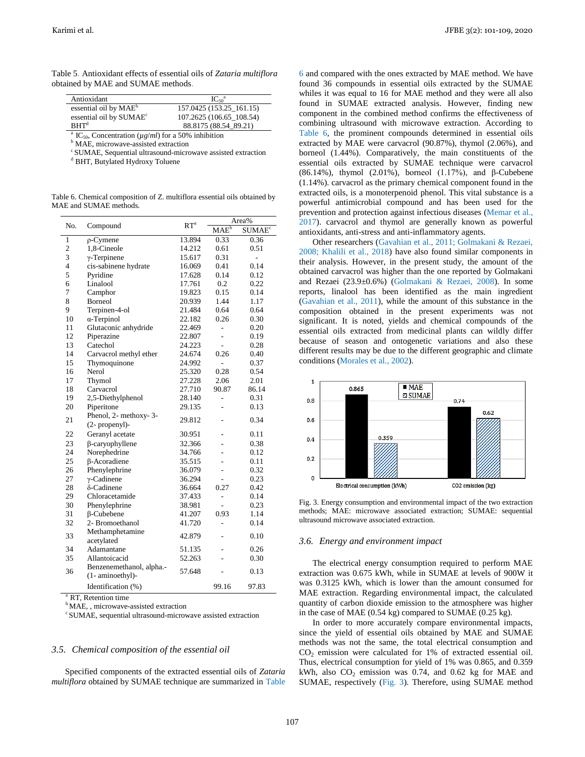Table 5. Antioxidant effects of essential oils of *Zataria multiflora* obtained by MAE and SUMAE methods.

| Antioxidant | $IC_{50}$[a] |
|---|---|
| essential oil by MAE[b] | 157.0425 (153.25_161.15) |
| essential oil by SUMAE[c] | 107.2625 (106.65_108.54) |
| BHT[d] | 88.8175 (88.54_89.21) |

[a] $IC_{50}$, Concentration (*μg/ml*) for a 50% inhibition
[b] MAE, microwave-assisted extraction
[c] SUMAE, Sequential ultrasound-microwave assisted extraction
[d] BHT, Butylated Hydroxy Toluene

Table 6. Chemical composition of Z. multiflora essential oils obtained by MAE and SUMAE methods.

| No. | Compound | RT[a] | Area% | |
|---|---|---|---|---|
| | | | MAE[b] | SUMAE[c] |
| 1 | ρ-Cymene | 13.894 | 0.33 | 0.36 |
| 2 | 1,8-Cineole | 14.212 | 0.61 | 0.51 |
| 3 | γ-Terpinene | 15.617 | 0.31 | - |
| 4 | cis-sabinene hydrate | 16.069 | 0.41 | 0.14 |
| 5 | Pyridine | 17.628 | 0.14 | 0.12 |
| 6 | Linalool | 17.761 | 0.2 | 0.22 |
| 7 | Camphor | 19.823 | 0.15 | 0.14 |
| 8 | Borneol | 20.939 | 1.44 | 1.17 |
| 9 | Terpinen-4-ol | 21.484 | 0.64 | 0.64 |
| 10 | α-Terpinol | 22.182 | 0.26 | 0.30 |
| 11 | Glutaconic anhydride | 22.469 | - | 0.20 |
| 12 | Piperazine | 22.807 | - | 0.19 |
| 13 | Catechol | 24.223 | - | 0.28 |
| 14 | Carvacrol methyl ether | 24.674 | 0.26 | 0.40 |
| 15 | Thymoquinone | 24.992 | - | 0.37 |
| 16 | Nerol | 25.320 | 0.28 | 0.54 |
| 17 | Thymol | 27.228 | 2.06 | 2.01 |
| 18 | Carvacrol | 27.710 | 90.87 | 86.14 |
| 19 | 2,5-Diethylphenol | 28.140 | - | 0.31 |
| 20 | Piperitone | 29.135 | - | 0.13 |
| 21 | Phenol, 2- methoxy- 3-(2- propenyl)- | 29.812 | - | 0.34 |
| 22 | Geranyl acetate | 30.951 | - | 0.11 |
| 23 | β-caryophyllene | 32.366 | - | 0.38 |
| 24 | Norephedrine | 34.766 | - | 0.12 |
| 25 | β-Acoradiene | 35.515 | - | 0.11 |
| 26 | Phenylephrine | 36.079 | - | 0.32 |
| 27 | γ-Cadinene | 36.294 | - | 0.23 |
| 28 | δ-Cadinene | 36.664 | 0.27 | 0.42 |
| 29 | Chloracetamide | 37.433 | - | 0.14 |
| 30 | Phenylephrine | 38.981 | - | 0.23 |
| 31 | β-Cubebene | 41.207 | 0.93 | 1.14 |
| 32 | 2- Bromoethanol | 41.720 | - | 0.14 |
| 33 | Methamphetamine acetylated | 42.879 | - | 0.10 |
| 34 | Adamantane | 51.135 | - | 0.26 |
| 35 | Allantoicacid | 52.263 | - | 0.30 |
| 36 | Benzenemethanol, alpha.-(1- aminoethyl)- | 57.648 | - | 0.13 |
| | Identification (%) | | 99.16 | 97.83 |

[a] RT, Retention time
[b] MAE, , microwave-assisted extraction
[c] SUMAE, sequential ultrasound-microwave assisted extraction

### 3.5. Chemical composition of the essential oil

Specified components of the extracted essential oils of *Zataria multiflora* obtained by SUMAE technique are summarized in Table 6 and compared with the ones extracted by MAE method. We have found 36 compounds in essential oils extracted by the SUMAE whiles it was equal to 16 for MAE method and they were all also found in SUMAE extracted analysis. However, finding new component in the combined method confirms the effectiveness of combining ultrasound with microwave extraction. According to Table 6, the prominent compounds determined in essential oils extracted by MAE were carvacrol (90.87%), thymol (2.06%), and borneol (1.44%). Comparatively, the main constituents of the essential oils extracted by SUMAE technique were carvacrol (86.14%), thymol (2.01%), borneol (1.17%), and β-Cubebene (1.14%). carvacrol as the primary chemical component found in the extracted oils, is a monoterpenoid phenol. This vital substance is a powerful antimicrobial compound and has been used for the prevention and protection against infectious diseases (Memar et al., 2017). carvacrol and thymol are generally known as powerful antioxidants, anti-stress and anti-inflammatory agents.

Other researchers (Gavahian et al., 2011; Golmakani & Rezaei, 2008; Khalili et al., 2018) have also found similar components in their analysis. However, in the present study, the amount of the obtained carvacrol was higher than the one reported by Golmakani and Rezaei (23.9±0.6%) (Golmakani & Rezaei, 2008). In some reports, linalool has been identified as the main ingredient (Gavahian et al., 2011), while the amount of this substance in the composition obtained in the present experiments was not significant. It is noted, yields and chemical compounds of the essential oils extracted from medicinal plants can wildly differ because of season and ontogenetic variations and also these different results may be due to the different geographic and climate conditions (Morales et al., 2002).

1
0.8
0.6
0.4
0.2
0
0.865
0.359
0.74
0.62
MAE
SUMAE
Electrical consumption (kWh)
CO2 emission (kg)

Fig. 3. Energy consumption and environmental impact of the two extraction methods; MAE: microwave associated extraction; SUMAE: sequential ultrasound microwave associated extraction.

### 3.6. Energy and environment impact

The electrical energy consumption required to perform MAE extraction was 0.675 kWh, while in SUMAE at levels of 900W it was 0.3125 kWh, which is lower than the amount consumed for MAE extraction. Regarding environmental impact, the calculated quantity of carbon dioxide emission to the atmosphere was higher in the case of MAE (0.54 kg) compared to SUMAE (0.25 kg).

In order to more accurately compare environmental impacts, since the yield of essential oils obtained by MAE and SUMAE methods was not the same, the total electrical consumption and $CO_2$ emission were calculated for 1% of extracted essential oil. Thus, electrical consumption for yield of 1% was 0.865, and 0.359 kWh, also $CO_2$ emission was 0.74, and 0.62 kg for MAE and SUMAE, respectively (Fig. 3). Therefore, using SUMAE method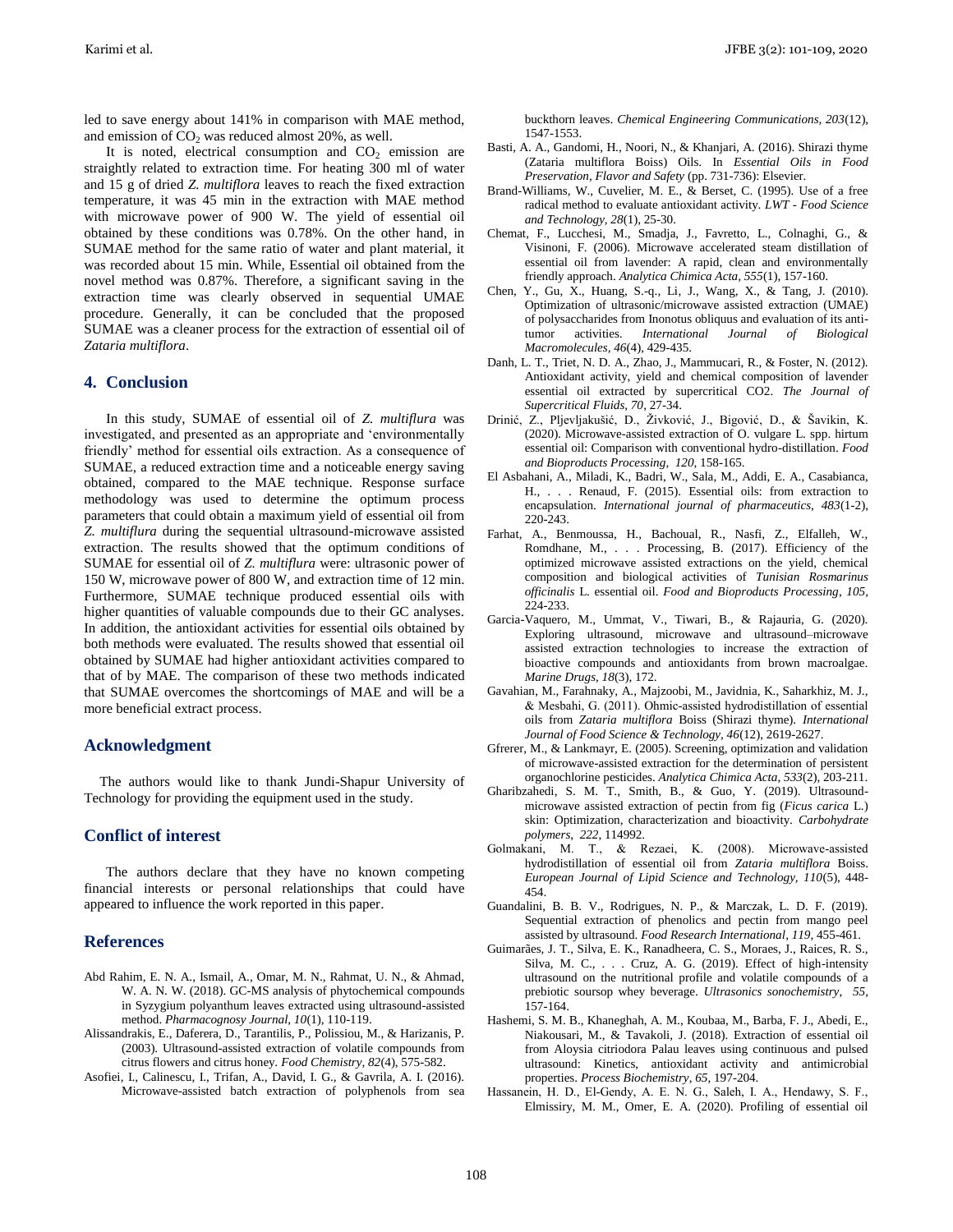led to save energy about 141% in comparison with MAE method, and emission of $CO_2$ was reduced almost 20%, as well.

It is noted, electrical consumption and $CO_2$ emission are straightly related to extraction time. For heating 300 ml of water and 15 g of dried *Z. multiflora* leaves to reach the fixed extraction temperature, it was 45 min in the extraction with MAE method with microwave power of 900 W. The yield of essential oil obtained by these conditions was 0.78%. On the other hand, in SUMAE method for the same ratio of water and plant material, it was recorded about 15 min. While, Essential oil obtained from the novel method was 0.87%. Therefore, a significant saving in the extraction time was clearly observed in sequential UMAE procedure. Generally, it can be concluded that the proposed SUMAE was a cleaner process for the extraction of essential oil of *Zataria multiflora*.

## 4. Conclusion

In this study, SUMAE of essential oil of *Z. multiflura* was investigated, and presented as an appropriate and 'environmentally friendly' method for essential oils extraction. As a consequence of SUMAE, a reduced extraction time and a noticeable energy saving obtained, compared to the MAE technique. Response surface methodology was used to determine the optimum process parameters that could obtain a maximum yield of essential oil from *Z. multiflura* during the sequential ultrasound-microwave assisted extraction. The results showed that the optimum conditions of SUMAE for essential oil of *Z. multiflura* were: ultrasonic power of 150 W, microwave power of 800 W, and extraction time of 12 min. Furthermore, SUMAE technique produced essential oils with higher quantities of valuable compounds due to their GC analyses. In addition, the antioxidant activities for essential oils obtained by both methods were evaluated. The results showed that essential oil obtained by SUMAE had higher antioxidant activities compared to that of by MAE. The comparison of these two methods indicated that SUMAE overcomes the shortcomings of MAE and will be a more beneficial extract process.

## Acknowledgment

The authors would like to thank Jundi-Shapur University of Technology for providing the equipment used in the study.

## Conflict of interest

The authors declare that they have no known competing financial interests or personal relationships that could have appeared to influence the work reported in this paper.

## References

Abd Rahim, E. N. A., Ismail, A., Omar, M. N., Rahmat, U. N., & Ahmad, W. A. N. W. (2018). GC-MS analysis of phytochemical compounds in Syzygium polyanthum leaves extracted using ultrasound-assisted method. *Pharmacognosy Journal, 10*(1), 110-119.

Alissandrakis, E., Daferera, D., Tarantilis, P., Polissiou, M., & Harizanis, P. (2003). Ultrasound-assisted extraction of volatile compounds from citrus flowers and citrus honey. *Food Chemistry, 82*(4), 575-582.

Asofiei, I., Calinescu, I., Trifan, A., David, I. G., & Gavrila, A. I. (2016). Microwave-assisted batch extraction of polyphenols from sea buckthorn leaves. *Chemical Engineering Communications, 203*(12), 1547-1553.

Basti, A. A., Gandomi, H., Noori, N., & Khanjari, A. (2016). Shirazi thyme (Zataria multiflora Boiss) Oils. In *Essential Oils in Food Preservation, Flavor and Safety* (pp. 731-736): Elsevier.

Brand-Williams, W., Cuvelier, M. E., & Berset, C. (1995). Use of a free radical method to evaluate antioxidant activity. *LWT - Food Science and Technology, 28*(1), 25-30.

Chemat, F., Lucchesi, M., Smadja, J., Favretto, L., Colnaghi, G., & Visinoni, F. (2006). Microwave accelerated steam distillation of essential oil from lavender: A rapid, clean and environmentally friendly approach. *Analytica Chimica Acta, 555*(1), 157-160.

Chen, Y., Gu, X., Huang, S.-q., Li, J., Wang, X., & Tang, J. (2010). Optimization of ultrasonic/microwave assisted extraction (UMAE) of polysaccharides from Inonotus obliquus and evaluation of its anti-tumor activities. *International Journal of Biological Macromolecules, 46*(4), 429-435.

Danh, L. T., Triet, N. D. A., Zhao, J., Mammucari, R., & Foster, N. (2012). Antioxidant activity, yield and chemical composition of lavender essential oil extracted by supercritical CO2. *The Journal of Supercritical Fluids, 70*, 27-34.

Drinić, Z., Pljevljakušić, D., Živković, J., Bigović, D., & Šavikin, K. (2020). Microwave-assisted extraction of O. vulgare L. spp. hirtum essential oil: Comparison with conventional hydro-distillation. *Food and Bioproducts Processing, 120*, 158-165.

El Asbahani, A., Miladi, K., Badri, W., Sala, M., Addi, E. A., Casabianca, H., . . . Renaud, F. (2015). Essential oils: from extraction to encapsulation. *International journal of pharmaceutics, 483*(1-2), 220-243.

Farhat, A., Benmoussa, H., Bachoual, R., Nasfi, Z., Elfalleh, W., Romdhane, M., . . . Processing, B. (2017). Efficiency of the optimized microwave assisted extractions on the yield, chemical composition and biological activities of *Tunisian Rosmarinus officinalis* L. essential oil. *Food and Bioproducts Processing, 105*, 224-233.

Garcia-Vaquero, M., Ummat, V., Tiwari, B., & Rajauria, G. (2020). Exploring ultrasound, microwave and ultrasound–microwave assisted extraction technologies to increase the extraction of bioactive compounds and antioxidants from brown macroalgae. *Marine Drugs, 18*(3), 172.

Gavahian, M., Farahnaky, A., Majzoobi, M., Javidnia, K., Saharkhiz, M. J., & Mesbahi, G. (2011). Ohmic-assisted hydrodistillation of essential oils from *Zataria multiflora* Boiss (Shirazi thyme). *International Journal of Food Science & Technology, 46*(12), 2619-2627.

Gfrerer, M., & Lankmayr, E. (2005). Screening, optimization and validation of microwave-assisted extraction for the determination of persistent organochlorine pesticides. *Analytica Chimica Acta, 533*(2), 203-211.

Gharibzahedi, S. M. T., Smith, B., & Guo, Y. (2019). Ultrasound-microwave assisted extraction of pectin from fig (*Ficus carica* L.) skin: Optimization, characterization and bioactivity. *Carbohydrate polymers, 222*, 114992.

Golmakani, M. T., & Rezaei, K. (2008). Microwave-assisted hydrodistillation of essential oil from *Zataria multiflora* Boiss. *European Journal of Lipid Science and Technology, 110*(5), 448-454.

Guandalini, B. B. V., Rodrigues, N. P., & Marczak, L. D. F. (2019). Sequential extraction of phenolics and pectin from mango peel assisted by ultrasound. *Food Research International, 119*, 455-461.

Guimarães, J. T., Silva, E. K., Ranadheera, C. S., Moraes, J., Raices, R. S., Silva, M. C., . . . Cruz, A. G. (2019). Effect of high-intensity ultrasound on the nutritional profile and volatile compounds of a prebiotic soursop whey beverage. *Ultrasonics sonochemistry, 55*, 157-164.

Hashemi, S. M. B., Khaneghah, A. M., Koubaa, M., Barba, F. J., Abedi, E., Niakousari, M., & Tavakoli, J. (2018). Extraction of essential oil from Aloysia citriodora Palau leaves using continuous and pulsed ultrasound: Kinetics, antioxidant activity and antimicrobial properties. *Process Biochemistry, 65*, 197-204.

Hassanein, H. D., El-Gendy, A. E. N. G., Saleh, I. A., Hendawy, S. F., Elmissiry, M. M., Omer, E. A. (2020). Profiling of essential oil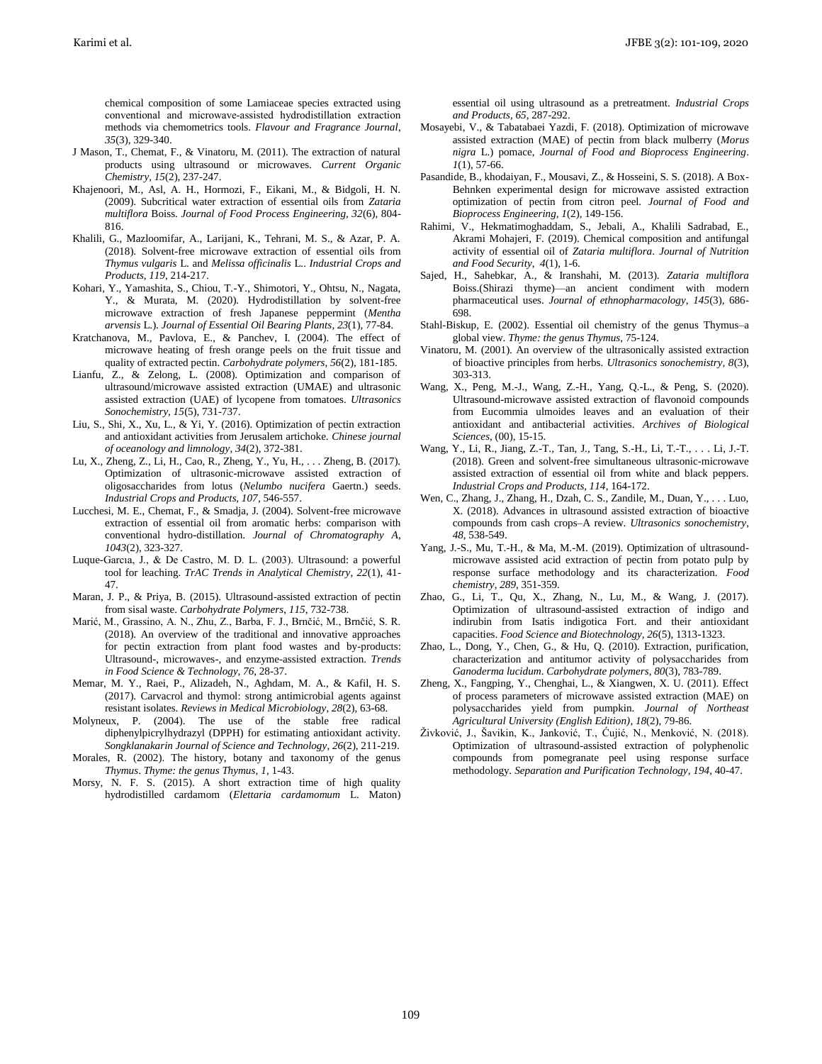chemical composition of some Lamiaceae species extracted using conventional and microwave-assisted hydrodistillation extraction methods via chemometrics tools. *Flavour and Fragrance Journal, 35*(3), 329-340.

J Mason, T., Chemat, F., & Vinatoru, M. (2011). The extraction of natural products using ultrasound or microwaves. *Current Organic Chemistry, 15*(2), 237-247.

Khajenoori, M., Asl, A. H., Hormozi, F., Eikani, M., & Bidgoli, H. N. (2009). Subcritical water extraction of essential oils from *Zataria multiflora* Boiss. *Journal of Food Process Engineering, 32*(6), 804-816.

Khalili, G., Mazloomifar, A., Larijani, K., Tehrani, M. S., & Azar, P. A. (2018). Solvent-free microwave extraction of essential oils from *Thymus vulgaris* L. and *Melissa officinalis* L.. *Industrial Crops and Products, 119*, 214-217.

Kohari, Y., Yamashita, S., Chiou, T.-Y., Shimotori, Y., Ohtsu, N., Nagata, Y., & Murata, M. (2020). Hydrodistillation by solvent-free microwave extraction of fresh Japanese peppermint (*Mentha arvensis* L.). *Journal of Essential Oil Bearing Plants, 23*(1), 77-84.

Kratchanova, M., Pavlova, E., & Panchev, I. (2004). The effect of microwave heating of fresh orange peels on the fruit tissue and quality of extracted pectin. *Carbohydrate polymers, 56*(2), 181-185.

Lianfu, Z., & Zelong, L. (2008). Optimization and comparison of ultrasound/microwave assisted extraction (UMAE) and ultrasonic assisted extraction (UAE) of lycopene from tomatoes. *Ultrasonics Sonochemistry, 15*(5), 731-737.

Liu, S., Shi, X., Xu, L., & Yi, Y. (2016). Optimization of pectin extraction and antioxidant activities from Jerusalem artichoke. *Chinese journal of oceanology and limnology, 34*(2), 372-381.

Lu, X., Zheng, Z., Li, H., Cao, R., Zheng, Y., Yu, H., . . . Zheng, B. (2017). Optimization of ultrasonic-microwave assisted extraction of oligosaccharides from lotus (*Nelumbo nucifera* Gaertn.) seeds. *Industrial Crops and Products, 107*, 546-557.

Lucchesi, M. E., Chemat, F., & Smadja, J. (2004). Solvent-free microwave extraction of essential oil from aromatic herbs: comparison with conventional hydro-distillation. *Journal of Chromatography A, 1043*(2), 323-327.

Luque-Garcıa, J., & De Castro, M. D. L. (2003). Ultrasound: a powerful tool for leaching. *TrAC Trends in Analytical Chemistry, 22*(1), 41-47.

Maran, J. P., & Priya, B. (2015). Ultrasound-assisted extraction of pectin from sisal waste. *Carbohydrate Polymers, 115*, 732-738.

Marić, M., Grassino, A. N., Zhu, Z., Barba, F. J., Brnčić, M., Brnčić, S. R. (2018). An overview of the traditional and innovative approaches for pectin extraction from plant food wastes and by-products: Ultrasound-, microwaves-, and enzyme-assisted extraction. *Trends in Food Science & Technology, 76*, 28-37.

Memar, M. Y., Raei, P., Alizadeh, N., Aghdam, M. A., & Kafil, H. S. (2017). Carvacrol and thymol: strong antimicrobial agents against resistant isolates. *Reviews in Medical Microbiology, 28*(2), 63-68.

Molyneux, P. (2004). The use of the stable free radical diphenylpicrylhydrazyl (DPPH) for estimating antioxidant activity. *Songklanakarin Journal of Science and Technology, 26*(2), 211-219.

Morales, R. (2002). The history, botany and taxonomy of the genus *Thymus*. *Thyme: the genus Thymus, 1*, 1-43.

Morsy, N. F. S. (2015). A short extraction time of high quality hydrodistilled cardamom (*Elettaria cardamomum* L. Maton) essential oil using ultrasound as a pretreatment. *Industrial Crops and Products, 65*, 287-292.

Mosayebi, V., & Tabatabaei Yazdi, F. (2018). Optimization of microwave assisted extraction (MAE) of pectin from black mulberry (*Morus nigra* L.) pomace, *Journal of Food and Bioprocess Engineering. 1*(1), 57-66.

Pasandide, B., khodaiyan, F., Mousavi, Z., & Hosseini, S. S. (2018). A Box-Behnken experimental design for microwave assisted extraction optimization of pectin from citron peel. *Journal of Food and Bioprocess Engineering, 1*(2), 149-156.

Rahimi, V., Hekmatimoghaddam, S., Jebali, A., Khalili Sadrabad, E., Akrami Mohajeri, F. (2019). Chemical composition and antifungal activity of essential oil of *Zataria multiflora*. *Journal of Nutrition and Food Security, 4*(1), 1-6.

Sajed, H., Sahebkar, A., & Iranshahi, M. (2013). *Zataria multiflora* Boiss.(Shirazi thyme)—an ancient condiment with modern pharmaceutical uses. *Journal of ethnopharmacology, 145*(3), 686-698.

Stahl-Biskup, E. (2002). Essential oil chemistry of the genus Thymus–a global view. *Thyme: the genus Thymus*, 75-124.

Vinatoru, M. (2001). An overview of the ultrasonically assisted extraction of bioactive principles from herbs. *Ultrasonics sonochemistry, 8*(3), 303-313.

Wang, X., Peng, M.-J., Wang, Z.-H., Yang, Q.-L., & Peng, S. (2020). Ultrasound-microwave assisted extraction of flavonoid compounds from Eucommia ulmoides leaves and an evaluation of their antioxidant and antibacterial activities. *Archives of Biological Sciences*, (00), 15-15.

Wang, Y., Li, R., Jiang, Z.-T., Tan, J., Tang, S.-H., Li, T.-T., . . . Li, J.-T. (2018). Green and solvent-free simultaneous ultrasonic-microwave assisted extraction of essential oil from white and black peppers. *Industrial Crops and Products, 114*, 164-172.

Wen, C., Zhang, J., Zhang, H., Dzah, C. S., Zandile, M., Duan, Y., . . . Luo, X. (2018). Advances in ultrasound assisted extraction of bioactive compounds from cash crops–A review. *Ultrasonics sonochemistry, 48*, 538-549.

Yang, J.-S., Mu, T.-H., & Ma, M.-M. (2019). Optimization of ultrasound-microwave assisted acid extraction of pectin from potato pulp by response surface methodology and its characterization. *Food chemistry, 289*, 351-359.

Zhao, G., Li, T., Qu, X., Zhang, N., Lu, M., & Wang, J. (2017). Optimization of ultrasound-assisted extraction of indigo and indirubin from Isatis indigotica Fort. and their antioxidant capacities. *Food Science and Biotechnology, 26*(5), 1313-1323.

Zhao, L., Dong, Y., Chen, G., & Hu, Q. (2010). Extraction, purification, characterization and antitumor activity of polysaccharides from *Ganoderma lucidum*. *Carbohydrate polymers, 80*(3), 783-789.

Zheng, X., Fangping, Y., Chenghai, L., & Xiangwen, X. U. (2011). Effect of process parameters of microwave assisted extraction (MAE) on polysaccharides yield from pumpkin. *Journal of Northeast Agricultural University (English Edition), 18*(2), 79-86.

Živković, J., Šavikin, K., Janković, T., Ćujić, N., Menković, N. (2018). Optimization of ultrasound-assisted extraction of polyphenolic compounds from pomegranate peel using response surface methodology. *Separation and Purification Technology, 194*, 40-47.